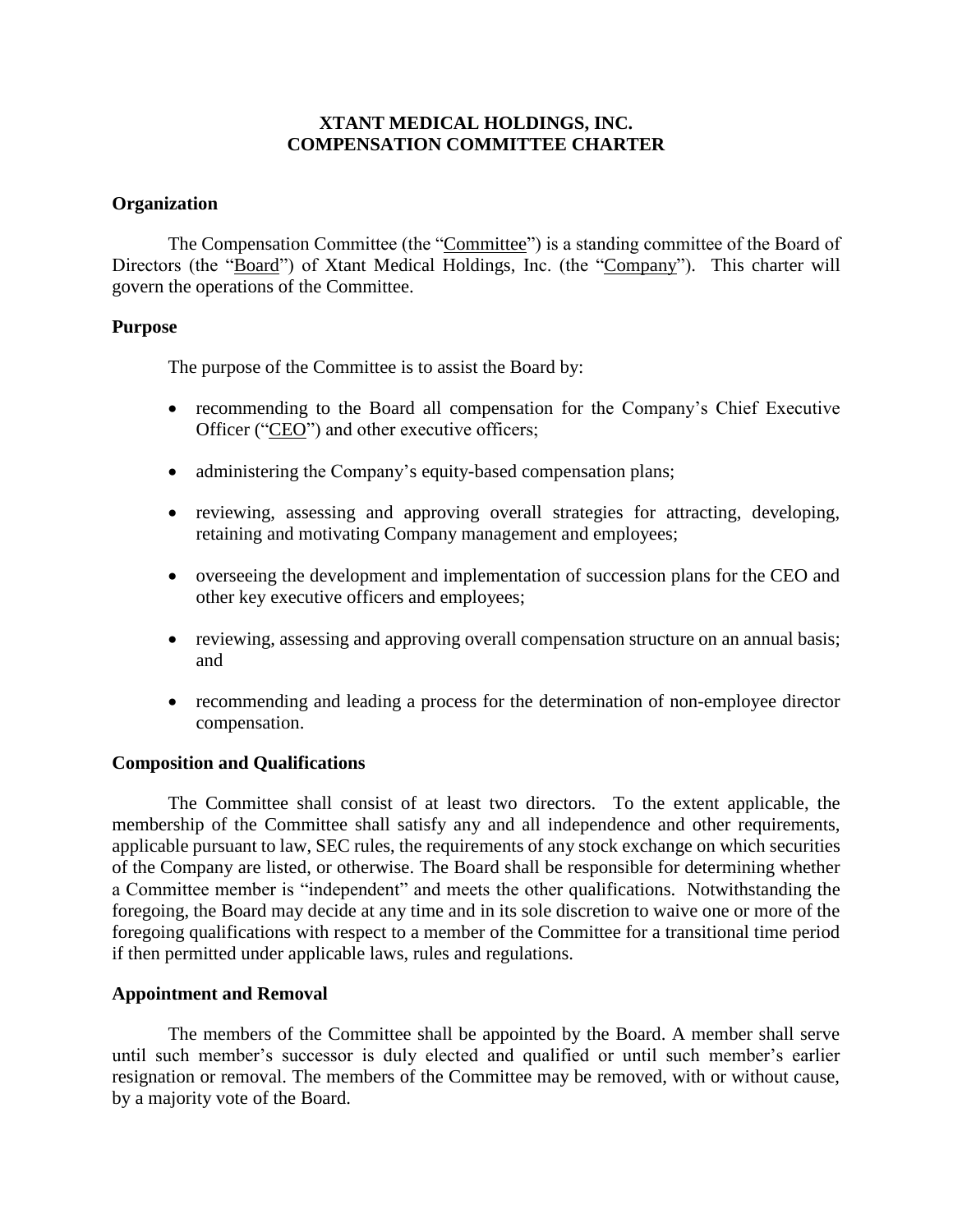# XTANT MEDICAL HOLDINGS, INC.
# COMPENSATION COMMITTEE CHARTER

## Organization

The Compensation Committee (the "Committee") is a standing committee of the Board of Directors (the "Board") of Xtant Medical Holdings, Inc. (the "Company"). This charter will govern the operations of the Committee.

## Purpose

The purpose of the Committee is to assist the Board by:

- recommending to the Board all compensation for the Company's Chief Executive Officer ("CEO") and other executive officers;
- administering the Company's equity-based compensation plans;
- reviewing, assessing and approving overall strategies for attracting, developing, retaining and motivating Company management and employees;
- overseeing the development and implementation of succession plans for the CEO and other key executive officers and employees;
- reviewing, assessing and approving overall compensation structure on an annual basis; and
- recommending and leading a process for the determination of non-employee director compensation.

## Composition and Qualifications

The Committee shall consist of at least two directors. To the extent applicable, the membership of the Committee shall satisfy any and all independence and other requirements, applicable pursuant to law, SEC rules, the requirements of any stock exchange on which securities of the Company are listed, or otherwise. The Board shall be responsible for determining whether a Committee member is "independent" and meets the other qualifications. Notwithstanding the foregoing, the Board may decide at any time and in its sole discretion to waive one or more of the foregoing qualifications with respect to a member of the Committee for a transitional time period if then permitted under applicable laws, rules and regulations.

## Appointment and Removal

The members of the Committee shall be appointed by the Board. A member shall serve until such member's successor is duly elected and qualified or until such member's earlier resignation or removal. The members of the Committee may be removed, with or without cause, by a majority vote of the Board.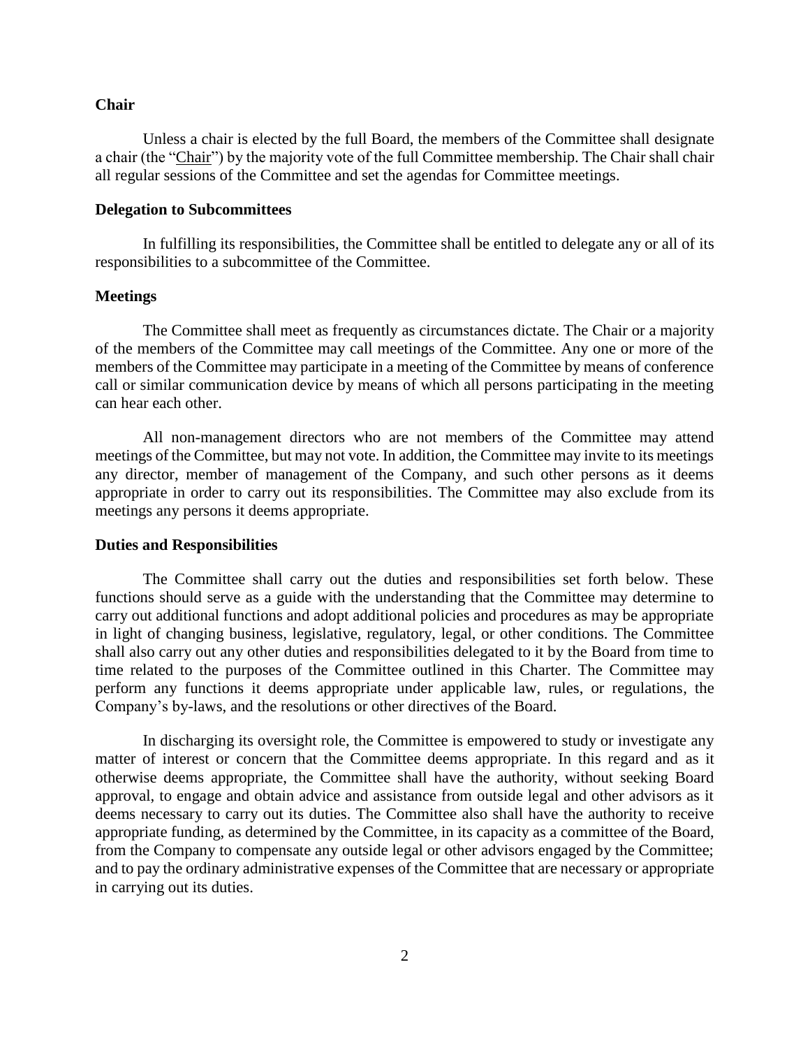**Chair**

Unless a chair is elected by the full Board, the members of the Committee shall designate a chair (the "Chair") by the majority vote of the full Committee membership. The Chair shall chair all regular sessions of the Committee and set the agendas for Committee meetings.

**Delegation to Subcommittees**

In fulfilling its responsibilities, the Committee shall be entitled to delegate any or all of its responsibilities to a subcommittee of the Committee.

**Meetings**

The Committee shall meet as frequently as circumstances dictate. The Chair or a majority of the members of the Committee may call meetings of the Committee. Any one or more of the members of the Committee may participate in a meeting of the Committee by means of conference call or similar communication device by means of which all persons participating in the meeting can hear each other.

All non-management directors who are not members of the Committee may attend meetings of the Committee, but may not vote. In addition, the Committee may invite to its meetings any director, member of management of the Company, and such other persons as it deems appropriate in order to carry out its responsibilities. The Committee may also exclude from its meetings any persons it deems appropriate.

**Duties and Responsibilities**

The Committee shall carry out the duties and responsibilities set forth below. These functions should serve as a guide with the understanding that the Committee may determine to carry out additional functions and adopt additional policies and procedures as may be appropriate in light of changing business, legislative, regulatory, legal, or other conditions. The Committee shall also carry out any other duties and responsibilities delegated to it by the Board from time to time related to the purposes of the Committee outlined in this Charter. The Committee may perform any functions it deems appropriate under applicable law, rules, or regulations, the Company's by-laws, and the resolutions or other directives of the Board.

In discharging its oversight role, the Committee is empowered to study or investigate any matter of interest or concern that the Committee deems appropriate. In this regard and as it otherwise deems appropriate, the Committee shall have the authority, without seeking Board approval, to engage and obtain advice and assistance from outside legal and other advisors as it deems necessary to carry out its duties. The Committee also shall have the authority to receive appropriate funding, as determined by the Committee, in its capacity as a committee of the Board, from the Company to compensate any outside legal or other advisors engaged by the Committee; and to pay the ordinary administrative expenses of the Committee that are necessary or appropriate in carrying out its duties.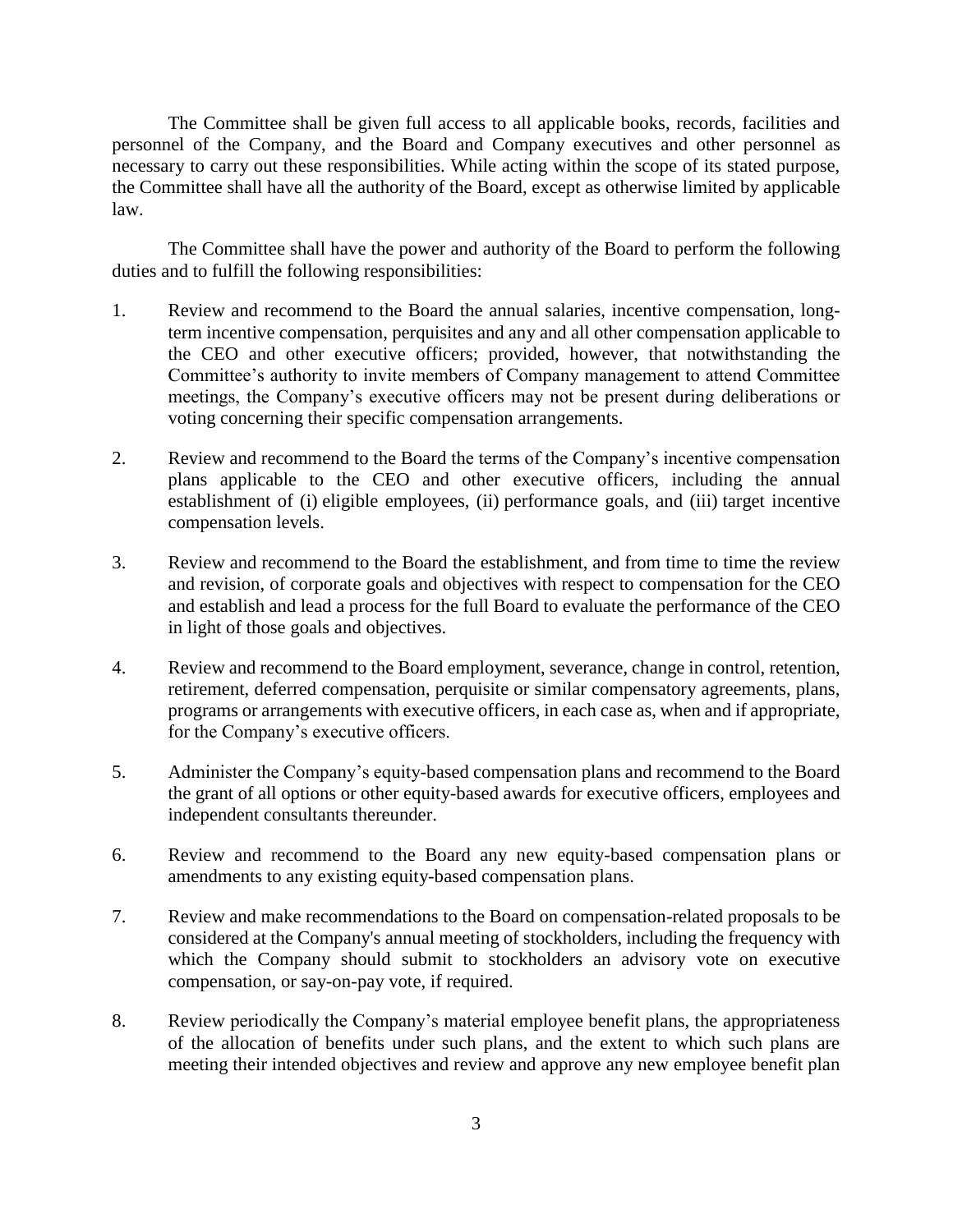The Committee shall be given full access to all applicable books, records, facilities and personnel of the Company, and the Board and Company executives and other personnel as necessary to carry out these responsibilities. While acting within the scope of its stated purpose, the Committee shall have all the authority of the Board, except as otherwise limited by applicable law.

The Committee shall have the power and authority of the Board to perform the following duties and to fulfill the following responsibilities:

1. Review and recommend to the Board the annual salaries, incentive compensation, long-term incentive compensation, perquisites and any and all other compensation applicable to the CEO and other executive officers; provided, however, that notwithstanding the Committee's authority to invite members of Company management to attend Committee meetings, the Company's executive officers may not be present during deliberations or voting concerning their specific compensation arrangements.

2. Review and recommend to the Board the terms of the Company's incentive compensation plans applicable to the CEO and other executive officers, including the annual establishment of (i) eligible employees, (ii) performance goals, and (iii) target incentive compensation levels.

3. Review and recommend to the Board the establishment, and from time to time the review and revision, of corporate goals and objectives with respect to compensation for the CEO and establish and lead a process for the full Board to evaluate the performance of the CEO in light of those goals and objectives.

4. Review and recommend to the Board employment, severance, change in control, retention, retirement, deferred compensation, perquisite or similar compensatory agreements, plans, programs or arrangements with executive officers, in each case as, when and if appropriate, for the Company's executive officers.

5. Administer the Company's equity-based compensation plans and recommend to the Board the grant of all options or other equity-based awards for executive officers, employees and independent consultants thereunder.

6. Review and recommend to the Board any new equity-based compensation plans or amendments to any existing equity-based compensation plans.

7. Review and make recommendations to the Board on compensation-related proposals to be considered at the Company's annual meeting of stockholders, including the frequency with which the Company should submit to stockholders an advisory vote on executive compensation, or say-on-pay vote, if required.

8. Review periodically the Company's material employee benefit plans, the appropriateness of the allocation of benefits under such plans, and the extent to which such plans are meeting their intended objectives and review and approve any new employee benefit plan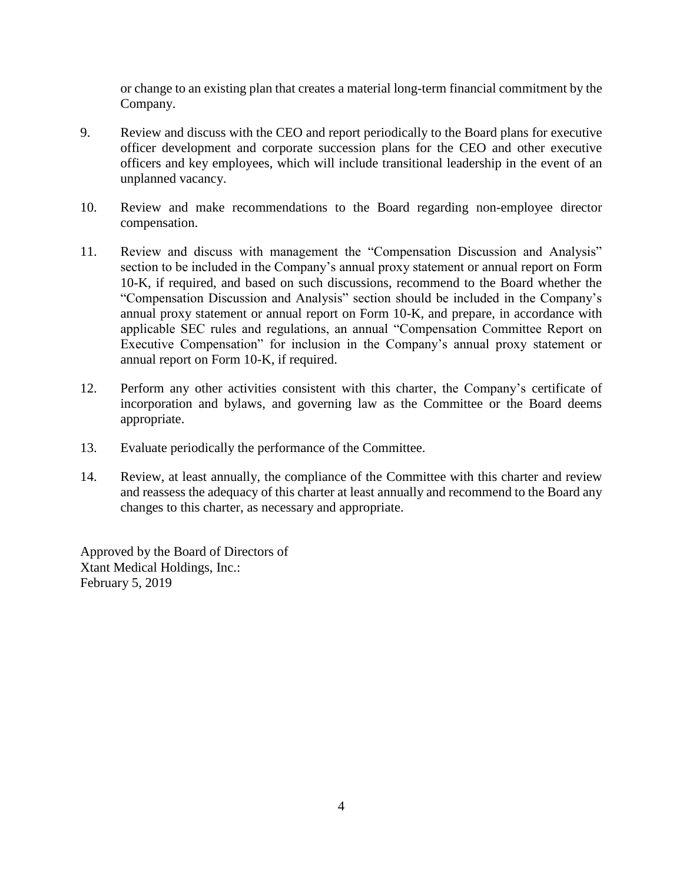or change to an existing plan that creates a material long-term financial commitment by the Company.

9. Review and discuss with the CEO and report periodically to the Board plans for executive officer development and corporate succession plans for the CEO and other executive officers and key employees, which will include transitional leadership in the event of an unplanned vacancy.

10. Review and make recommendations to the Board regarding non-employee director compensation.

11. Review and discuss with management the "Compensation Discussion and Analysis" section to be included in the Company's annual proxy statement or annual report on Form 10-K, if required, and based on such discussions, recommend to the Board whether the "Compensation Discussion and Analysis" section should be included in the Company's annual proxy statement or annual report on Form 10-K, and prepare, in accordance with applicable SEC rules and regulations, an annual "Compensation Committee Report on Executive Compensation" for inclusion in the Company's annual proxy statement or annual report on Form 10-K, if required.

12. Perform any other activities consistent with this charter, the Company's certificate of incorporation and bylaws, and governing law as the Committee or the Board deems appropriate.

13. Evaluate periodically the performance of the Committee.

14. Review, at least annually, the compliance of the Committee with this charter and review and reassess the adequacy of this charter at least annually and recommend to the Board any changes to this charter, as necessary and appropriate.

Approved by the Board of Directors of
Xtant Medical Holdings, Inc.:
February 5, 2019